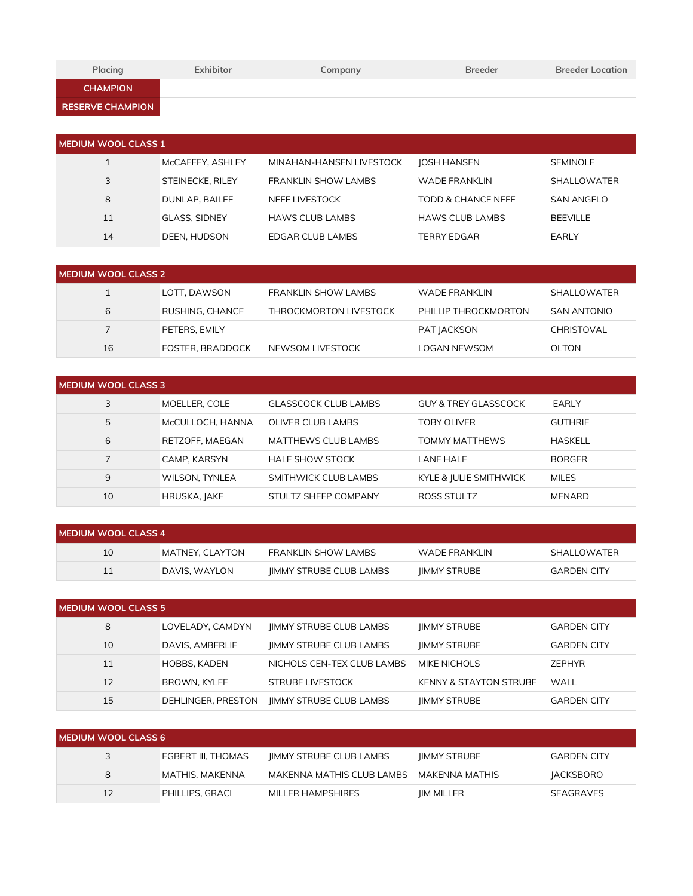| Placing | Exhibitor | Company | Breeder | Breeder Location |
|---|---|---|---|---|
| CHAMPION | | | | |
| RESERVE CHAMPION | | | | |

| MEDIUM WOOL CLASS 1 | | | | |
|---|---|---|---|---|
| 1 | McCAFFEY, ASHLEY | MINAHAN-HANSEN LIVESTOCK | JOSH HANSEN | SEMINOLE |
| 3 | STEINECKE, RILEY | FRANKLIN SHOW LAMBS | WADE FRANKLIN | SHALLOWATER |
| 8 | DUNLAP, BAILEE | NEFF LIVESTOCK | TODD & CHANCE NEFF | SAN ANGELO |
| 11 | GLASS, SIDNEY | HAWS CLUB LAMBS | HAWS CLUB LAMBS | BEEVILLE |
| 14 | DEEN, HUDSON | EDGAR CLUB LAMBS | TERRY EDGAR | EARLY |

| MEDIUM WOOL CLASS 2 | | | | |
|---|---|---|---|---|
| 1 | LOTT, DAWSON | FRANKLIN SHOW LAMBS | WADE FRANKLIN | SHALLOWATER |
| 6 | RUSHING, CHANCE | THROCKMORTON LIVESTOCK | PHILLIP THROCKMORTON | SAN ANTONIO |
| 7 | PETERS, EMILY | | PAT JACKSON | CHRISTOVAL |
| 16 | FOSTER, BRADDOCK | NEWSOM LIVESTOCK | LOGAN NEWSOM | OLTON |

| MEDIUM WOOL CLASS 3 | | | | |
|---|---|---|---|---|
| 3 | MOELLER, COLE | GLASSCOCK CLUB LAMBS | GUY & TREY GLASSCOCK | EARLY |
| 5 | McCULLOCH, HANNA | OLIVER CLUB LAMBS | TOBY OLIVER | GUTHRIE |
| 6 | RETZOFF, MAEGAN | MATTHEWS CLUB LAMBS | TOMMY MATTHEWS | HASKELL |
| 7 | CAMP, KARSYN | HALE SHOW STOCK | LANE HALE | BORGER |
| 9 | WILSON, TYNLEA | SMITHWICK CLUB LAMBS | KYLE & JULIE SMITHWICK | MILES |
| 10 | HRUSKA, JAKE | STULTZ SHEEP COMPANY | ROSS STULTZ | MENARD |

| MEDIUM WOOL CLASS 4 | | | | |
|---|---|---|---|---|
| 10 | MATNEY, CLAYTON | FRANKLIN SHOW LAMBS | WADE FRANKLIN | SHALLOWATER |
| 11 | DAVIS, WAYLON | JIMMY STRUBE CLUB LAMBS | JIMMY STRUBE | GARDEN CITY |

| MEDIUM WOOL CLASS 5 | | | | |
|---|---|---|---|---|
| 8 | LOVELADY, CAMDYN | JIMMY STRUBE CLUB LAMBS | JIMMY STRUBE | GARDEN CITY |
| 10 | DAVIS, AMBERLIE | JIMMY STRUBE CLUB LAMBS | JIMMY STRUBE | GARDEN CITY |
| 11 | HOBBS, KADEN | NICHOLS CEN-TEX CLUB LAMBS | MIKE NICHOLS | ZEPHYR |
| 12 | BROWN, KYLEE | STRUBE LIVESTOCK | KENNY & STAYTON STRUBE | WALL |
| 15 | DEHLINGER, PRESTON | JIMMY STRUBE CLUB LAMBS | JIMMY STRUBE | GARDEN CITY |

| MEDIUM WOOL CLASS 6 | | | | |
|---|---|---|---|---|
| 3 | EGBERT III, THOMAS | JIMMY STRUBE CLUB LAMBS | JIMMY STRUBE | GARDEN CITY |
| 8 | MATHIS, MAKENNA | MAKENNA MATHIS CLUB LAMBS | MAKENNA MATHIS | JACKSBORO |
| 12 | PHILLIPS, GRACI | MILLER HAMPSHIRES | JIM MILLER | SEAGRAVES |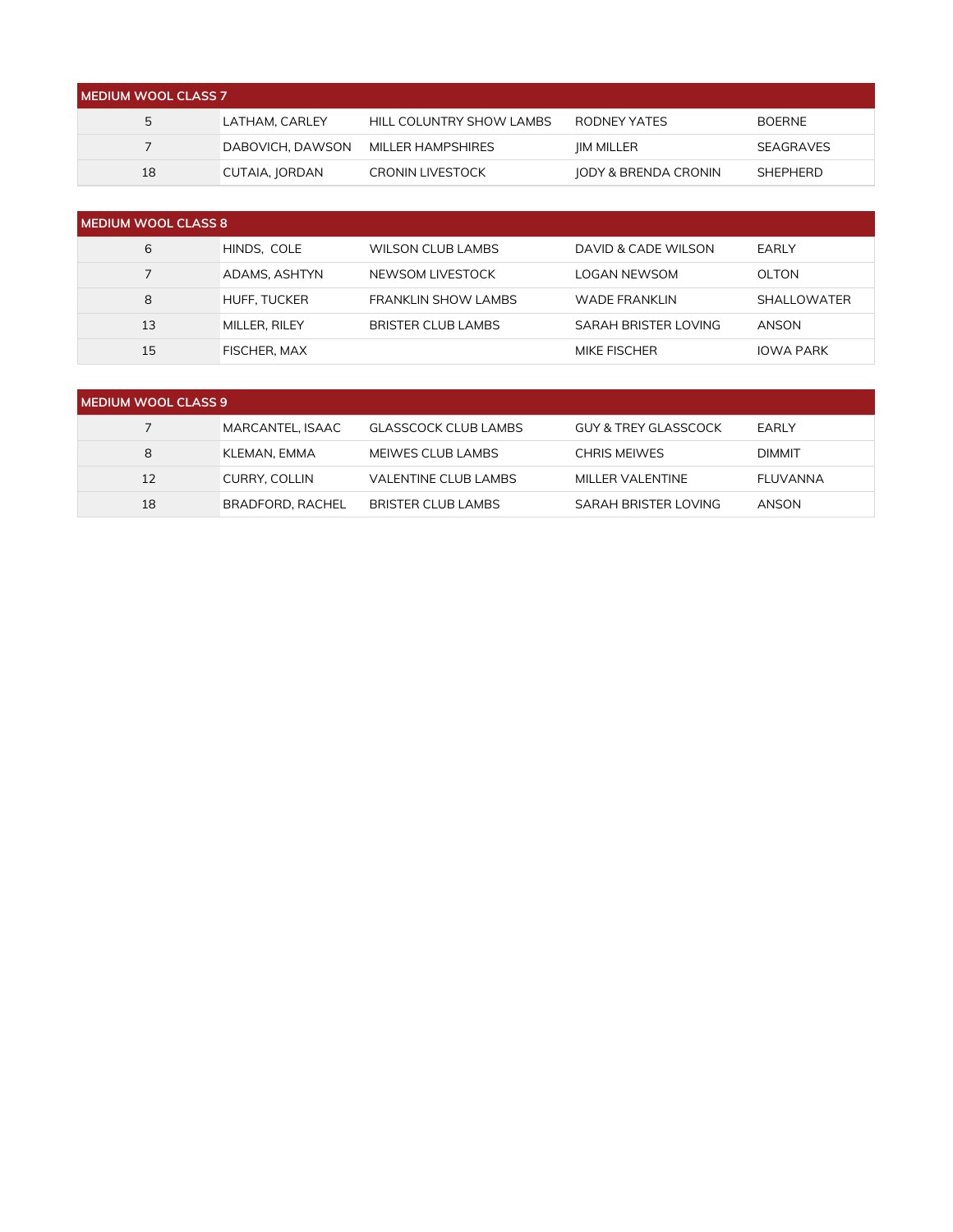| MEDIUM WOOL CLASS 7 | | | | |
|---|---|---|---|---|
| 5 | LATHAM, CARLEY | HILL COLUNTRY SHOW LAMBS | RODNEY YATES | BOERNE |
| 7 | DABOVICH, DAWSON | MILLER HAMPSHIRES | JIM MILLER | SEAGRAVES |
| 18 | CUTAIA, JORDAN | CRONIN LIVESTOCK | JODY & BRENDA CRONIN | SHEPHERD |

| MEDIUM WOOL CLASS 8 | | | | |
|---|---|---|---|---|
| 6 | HINDS,  COLE | WILSON CLUB LAMBS | DAVID & CADE WILSON | EARLY |
| 7 | ADAMS, ASHTYN | NEWSOM LIVESTOCK | LOGAN NEWSOM | OLTON |
| 8 | HUFF, TUCKER | FRANKLIN SHOW LAMBS | WADE FRANKLIN | SHALLOWATER |
| 13 | MILLER, RILEY | BRISTER CLUB LAMBS | SARAH BRISTER LOVING | ANSON |
| 15 | FISCHER, MAX | | MIKE FISCHER | IOWA PARK |

| MEDIUM WOOL CLASS 9 | | | | |
|---|---|---|---|---|
| 7 | MARCANTEL, ISAAC | GLASSCOCK CLUB LAMBS | GUY & TREY GLASSCOCK | EARLY |
| 8 | KLEMAN, EMMA | MEIWES CLUB LAMBS | CHRIS MEIWES | DIMMIT |
| 12 | CURRY, COLLIN | VALENTINE CLUB LAMBS | MILLER VALENTINE | FLUVANNA |
| 18 | BRADFORD, RACHEL | BRISTER CLUB LAMBS | SARAH BRISTER LOVING | ANSON |